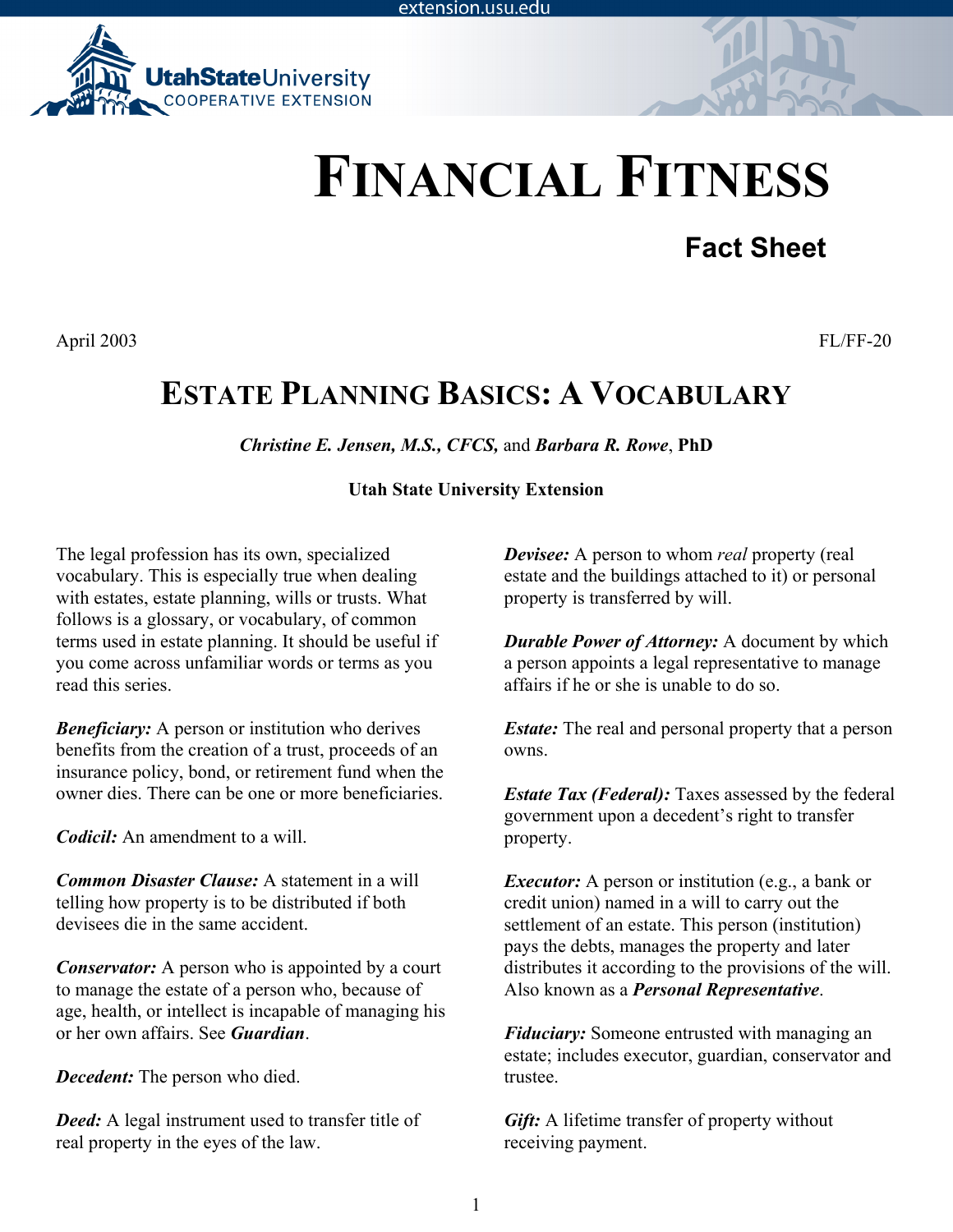# FINANCIAL FITNESS

**Fact Sheet**

April 2003 FL/FF-20

## ESTATE PLANNING BASICS: A VOCABULARY

***Christine E. Jensen, M.S., CFCS,*** and ***Barbara R. Rowe***, **PhD**

**Utah State University Extension**

The legal profession has its own, specialized vocabulary. This is especially true when dealing with estates, estate planning, wills or trusts. What follows is a glossary, or vocabulary, of common terms used in estate planning. It should be useful if you come across unfamiliar words or terms as you read this series.

***Beneficiary:*** A person or institution who derives benefits from the creation of a trust, proceeds of an insurance policy, bond, or retirement fund when the owner dies. There can be one or more beneficiaries.

***Codicil:*** An amendment to a will.

***Common Disaster Clause:*** A statement in a will telling how property is to be distributed if both devisees die in the same accident.

***Conservator:*** A person who is appointed by a court to manage the estate of a person who, because of age, health, or intellect is incapable of managing his or her own affairs. See ***Guardian***.

***Decedent:*** The person who died.

***Deed:*** A legal instrument used to transfer title of real property in the eyes of the law.

***Devisee:*** A person to whom *real* property (real estate and the buildings attached to it) or personal property is transferred by will.

***Durable Power of Attorney:*** A document by which a person appoints a legal representative to manage affairs if he or she is unable to do so.

***Estate:*** The real and personal property that a person owns.

***Estate Tax (Federal):*** Taxes assessed by the federal government upon a decedent's right to transfer property.

***Executor:*** A person or institution (e.g., a bank or credit union) named in a will to carry out the settlement of an estate. This person (institution) pays the debts, manages the property and later distributes it according to the provisions of the will. Also known as a ***Personal Representative***.

***Fiduciary:*** Someone entrusted with managing an estate; includes executor, guardian, conservator and trustee.

***Gift:*** A lifetime transfer of property without receiving payment.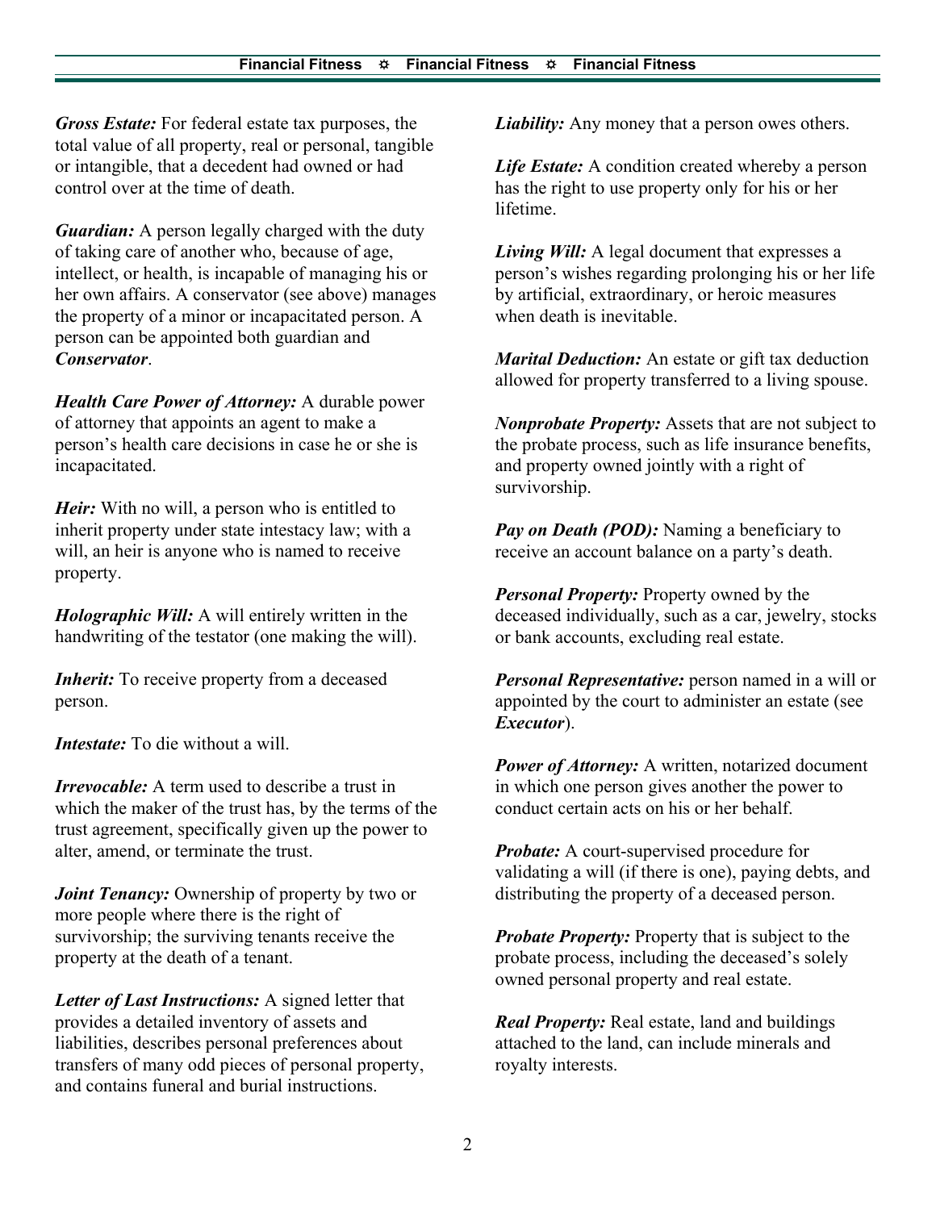***Gross Estate:*** For federal estate tax purposes, the total value of all property, real or personal, tangible or intangible, that a decedent had owned or had control over at the time of death.

***Guardian:*** A person legally charged with the duty of taking care of another who, because of age, intellect, or health, is incapable of managing his or her own affairs. A conservator (see above) manages the property of a minor or incapacitated person. A person can be appointed both guardian and ***Conservator***.

***Health Care Power of Attorney:*** A durable power of attorney that appoints an agent to make a person's health care decisions in case he or she is incapacitated.

***Heir:*** With no will, a person who is entitled to inherit property under state intestacy law; with a will, an heir is anyone who is named to receive property.

***Holographic Will:*** A will entirely written in the handwriting of the testator (one making the will).

***Inherit:*** To receive property from a deceased person.

***Intestate:*** To die without a will.

***Irrevocable:*** A term used to describe a trust in which the maker of the trust has, by the terms of the trust agreement, specifically given up the power to alter, amend, or terminate the trust.

***Joint Tenancy:*** Ownership of property by two or more people where there is the right of survivorship; the surviving tenants receive the property at the death of a tenant.

***Letter of Last Instructions:*** A signed letter that provides a detailed inventory of assets and liabilities, describes personal preferences about transfers of many odd pieces of personal property, and contains funeral and burial instructions.

***Liability:*** Any money that a person owes others.

***Life Estate:*** A condition created whereby a person has the right to use property only for his or her lifetime.

***Living Will:*** A legal document that expresses a person's wishes regarding prolonging his or her life by artificial, extraordinary, or heroic measures when death is inevitable.

***Marital Deduction:*** An estate or gift tax deduction allowed for property transferred to a living spouse.

***Nonprobate Property:*** Assets that are not subject to the probate process, such as life insurance benefits, and property owned jointly with a right of survivorship.

***Pay on Death (POD):*** Naming a beneficiary to receive an account balance on a party's death.

***Personal Property:*** Property owned by the deceased individually, such as a car, jewelry, stocks or bank accounts, excluding real estate.

***Personal Representative:*** person named in a will or appointed by the court to administer an estate (see ***Executor***).

***Power of Attorney:*** A written, notarized document in which one person gives another the power to conduct certain acts on his or her behalf.

***Probate:*** A court-supervised procedure for validating a will (if there is one), paying debts, and distributing the property of a deceased person.

***Probate Property:*** Property that is subject to the probate process, including the deceased's solely owned personal property and real estate.

***Real Property:*** Real estate, land and buildings attached to the land, can include minerals and royalty interests.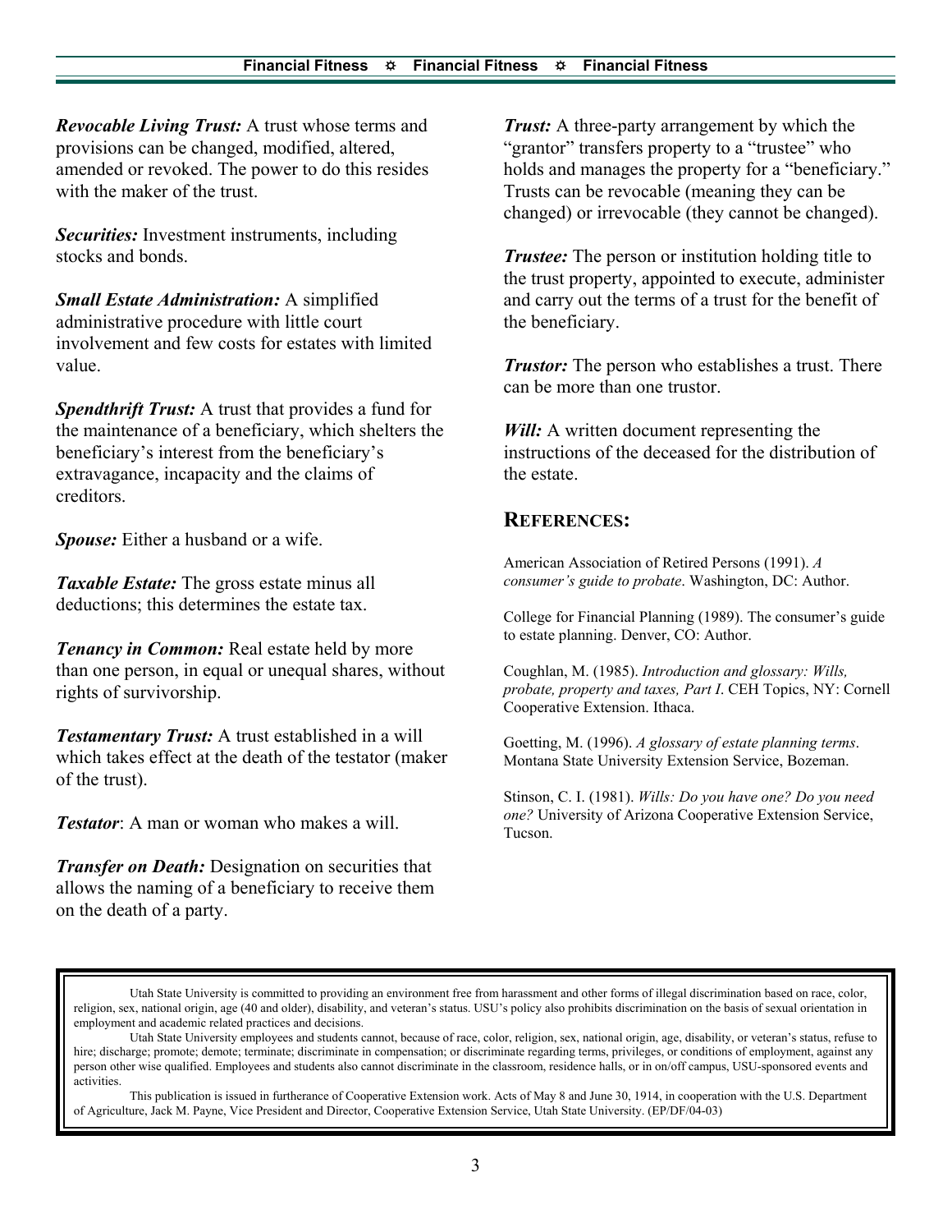***Revocable Living Trust:*** A trust whose terms and provisions can be changed, modified, altered, amended or revoked. The power to do this resides with the maker of the trust.

***Securities:*** Investment instruments, including stocks and bonds.

***Small Estate Administration:*** A simplified administrative procedure with little court involvement and few costs for estates with limited value.

***Spendthrift Trust:*** A trust that provides a fund for the maintenance of a beneficiary, which shelters the beneficiary's interest from the beneficiary's extravagance, incapacity and the claims of creditors.

***Spouse:*** Either a husband or a wife.

***Taxable Estate:*** The gross estate minus all deductions; this determines the estate tax.

***Tenancy in Common:*** Real estate held by more than one person, in equal or unequal shares, without rights of survivorship.

***Testamentary Trust:*** A trust established in a will which takes effect at the death of the testator (maker of the trust).

***Testator***: A man or woman who makes a will.

***Transfer on Death:*** Designation on securities that allows the naming of a beneficiary to receive them on the death of a party.

***Trust:*** A three-party arrangement by which the "grantor" transfers property to a "trustee" who holds and manages the property for a "beneficiary." Trusts can be revocable (meaning they can be changed) or irrevocable (they cannot be changed).

***Trustee:*** The person or institution holding title to the trust property, appointed to execute, administer and carry out the terms of a trust for the benefit of the beneficiary.

***Trustor:*** The person who establishes a trust. There can be more than one trustor.

***Will:*** A written document representing the instructions of the deceased for the distribution of the estate.

## REFERENCES:

American Association of Retired Persons (1991). *A consumer's guide to probate*. Washington, DC: Author.

College for Financial Planning (1989). The consumer's guide to estate planning. Denver, CO: Author.

Coughlan, M. (1985). *Introduction and glossary: Wills, probate, property and taxes, Part I*. CEH Topics, NY: Cornell Cooperative Extension. Ithaca.

Goetting, M. (1996). *A glossary of estate planning terms*. Montana State University Extension Service, Bozeman.

Stinson, C. I. (1981). *Wills: Do you have one? Do you need one?* University of Arizona Cooperative Extension Service, Tucson.

Utah State University is committed to providing an environment free from harassment and other forms of illegal discrimination based on race, color, religion, sex, national origin, age (40 and older), disability, and veteran's status. USU's policy also prohibits discrimination on the basis of sexual orientation in employment and academic related practices and decisions.

Utah State University employees and students cannot, because of race, color, religion, sex, national origin, age, disability, or veteran's status, refuse to hire; discharge; promote; demote; terminate; discriminate in compensation; or discriminate regarding terms, privileges, or conditions of employment, against any person other wise qualified. Employees and students also cannot discriminate in the classroom, residence halls, or in on/off campus, USU-sponsored events and activities.

This publication is issued in furtherance of Cooperative Extension work. Acts of May 8 and June 30, 1914, in cooperation with the U.S. Department of Agriculture, Jack M. Payne, Vice President and Director, Cooperative Extension Service, Utah State University. (EP/DF/04-03)